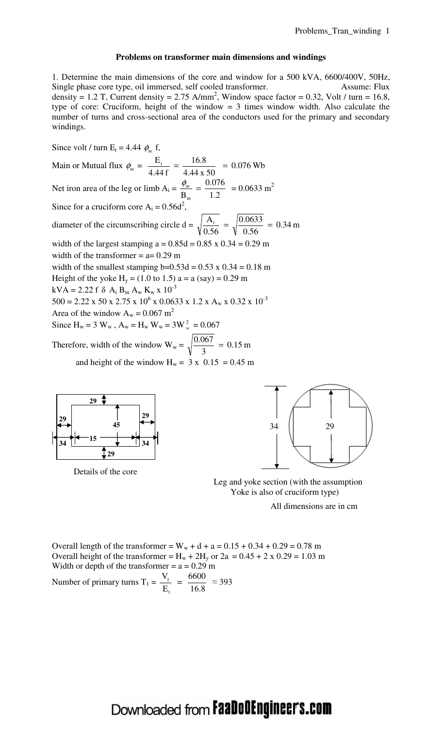## Problems on transformer main dimensions and windings

1. Determine the main dimensions of the core and window for a 500 kVA, 6600/400V, 50Hz, Single phase core type, oil immersed, self cooled transformer. Assume: Flux density = 1.2 T, Current density = 2.75 A/mm$^2$, Window space factor = 0.32, Volt / turn = 16.8, type of core: Cruciform, height of the window = 3 times window width. Also calculate the number of turns and cross-sectional area of the conductors used for the primary and secondary windings.

Since volt / turn $E_t = 4.44\ \phi_m\ f$,

Main or Mutual flux $\phi_m = \dfrac{E_t}{4.44\,f} = \dfrac{16.8}{4.44 \times 50} = 0.076$ Wb

Net iron area of the leg or limb $A_i = \dfrac{\phi_m}{B_m} = \dfrac{0.076}{1.2} = 0.0633$ m$^2$

Since for a cruciform core $A_i = 0.56d^2$,

diameter of the circumscribing circle $d = \sqrt{\dfrac{A_i}{0.56}} = \sqrt{\dfrac{0.0633}{0.56}} = 0.34$ m

width of the largest stamping $a = 0.85d = 0.85 \times 0.34 = 0.29$ m

width of the transformer = a= 0.29 m

width of the smallest stamping $b = 0.53d = 0.53 \times 0.34 = 0.18$ m

Height of the yoke $H_y$ = (1.0 to 1.5) a = a (say) = 0.29 m

kVA = $2.22\ f\ \delta\ A_i\ B_m\ A_w\ K_w \times 10^{-3}$

$500 = 2.22 \times 50 \times 2.75 \times 10^6 \times 0.0633 \times 1.2 \times A_w \times 0.32 \times 10^{-3}$

Area of the window $A_w = 0.067$ m$^2$

Since $H_w = 3\ W_w$ , $A_w = H_w\ W_w = 3W_w^2 = 0.067$

Therefore, width of the window $W_w = \sqrt{\dfrac{0.067}{3}} = 0.15$ m

and height of the window $H_w = 3 \times 0.15 = 0.45$ m

Details of the core

Leg and yoke section (with the assumption Yoke is also of cruciform type)

All dimensions are in cm

Overall length of the transformer = $W_w + d + a = 0.15 + 0.34 + 0.29 = 0.78$ m

Overall height of the transformer = $H_w + 2H_y$ or $2a = 0.45 + 2 \times 0.29 = 1.03$ m

Width or depth of the transformer = a = 0.29 m

Number of primary turns $T_1 = \dfrac{V_1}{E_t} = \dfrac{6600}{16.8} \approx 393$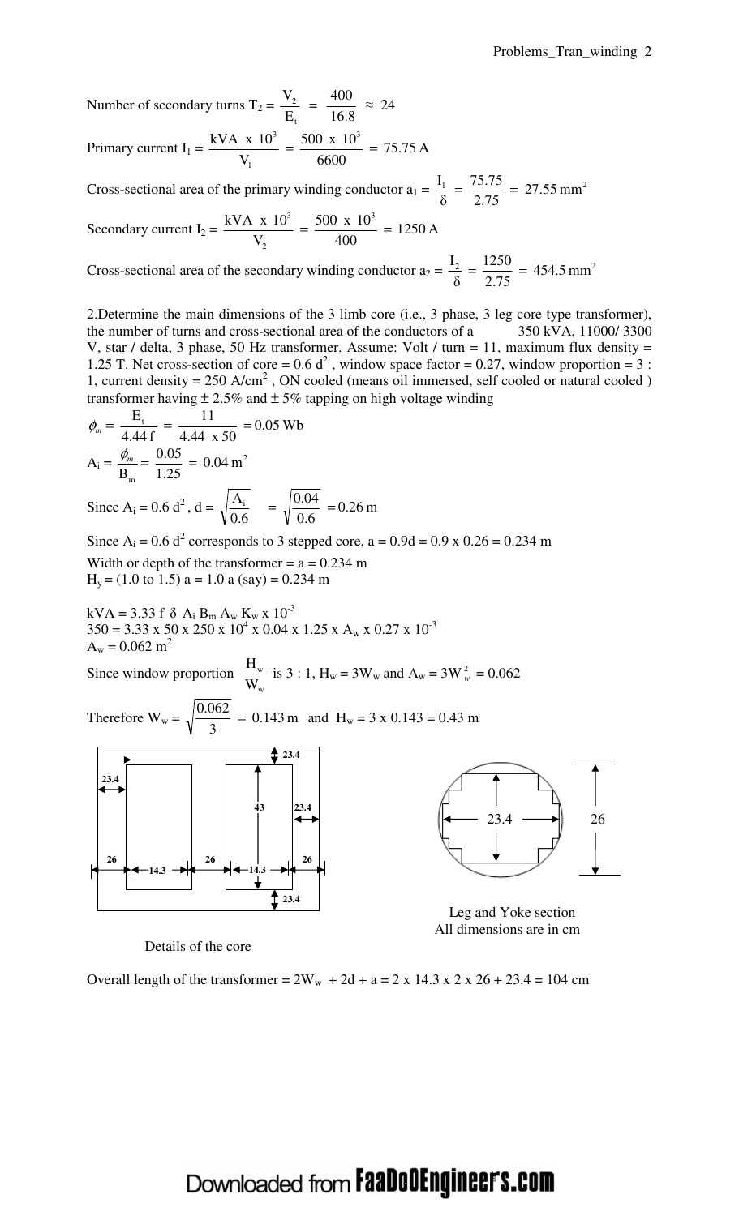Number of secondary turns $T_2 = \dfrac{V_2}{E_t} = \dfrac{400}{16.8} \approx 24$

Primary current $I_1 = \dfrac{kVA \ x \ 10^3}{V_1} = \dfrac{500 \ x \ 10^3}{6600} = 75.75$ A

Cross-sectional area of the primary winding conductor $a_1 = \dfrac{I_1}{\delta} = \dfrac{75.75}{2.75} = 27.55 \text{ mm}^2$

Secondary current $I_2 = \dfrac{kVA \ x \ 10^3}{V_2} = \dfrac{500 \ x \ 10^3}{400} = 1250$ A

Cross-sectional area of the secondary winding conductor $a_2 = \dfrac{I_2}{\delta} = \dfrac{1250}{2.75} = 454.5 \text{ mm}^2$

2.Determine the main dimensions of the 3 limb core (i.e., 3 phase, 3 leg core type transformer), the number of turns and cross-sectional area of the conductors of a 350 kVA, 11000/ 3300 V, star / delta, 3 phase, 50 Hz transformer. Assume: Volt / turn = 11, maximum flux density = 1.25 T. Net cross-section of core = 0.6 $d^2$ , window space factor = 0.27, window proportion = 3 : 1, current density = 250 A/cm$^2$ , ON cooled (means oil immersed, self cooled or natural cooled ) transformer having ± 2.5% and ± 5% tapping on high voltage winding

$\phi_m = \dfrac{E_t}{4.44 f} = \dfrac{11}{4.44 \ x \ 50} = 0.05$ Wb

$A_i = \dfrac{\phi_m}{B_m} = \dfrac{0.05}{1.25} = 0.04 \text{ m}^2$

Since $A_i = 0.6 \ d^2$ , $d = \sqrt{\dfrac{A_i}{0.6}} = \sqrt{\dfrac{0.04}{0.6}} = 0.26$ m

Since $A_i = 0.6 \ d^2$ corresponds to 3 stepped core, a = 0.9d = 0.9 x 0.26 = 0.234 m

Width or depth of the transformer = a = 0.234 m

$H_y$ = (1.0 to 1.5) a = 1.0 a (say) = 0.234 m

kVA = 3.33 f $\delta$ $A_i$ $B_m$ $A_w$ $K_w$ x $10^{-3}$

350 = 3.33 x 50 x 250 x $10^4$ x 0.04 x 1.25 x $A_w$ x 0.27 x $10^{-3}$

$A_w = 0.062 \text{ m}^2$

Since window proportion $\dfrac{H_w}{W_w}$ is 3 : 1, $H_w = 3W_w$ and $A_w = 3W_w^2 = 0.062$

Therefore $W_w = \sqrt{\dfrac{0.062}{3}} = 0.143$ m and $H_w$ = 3 x 0.143 = 0.43 m

Details of the core

Leg and Yoke section
All dimensions are in cm

Overall length of the transformer = $2W_w + 2d + a$ = 2 x 14.3 x 2 x 26 + 23.4 = 104 cm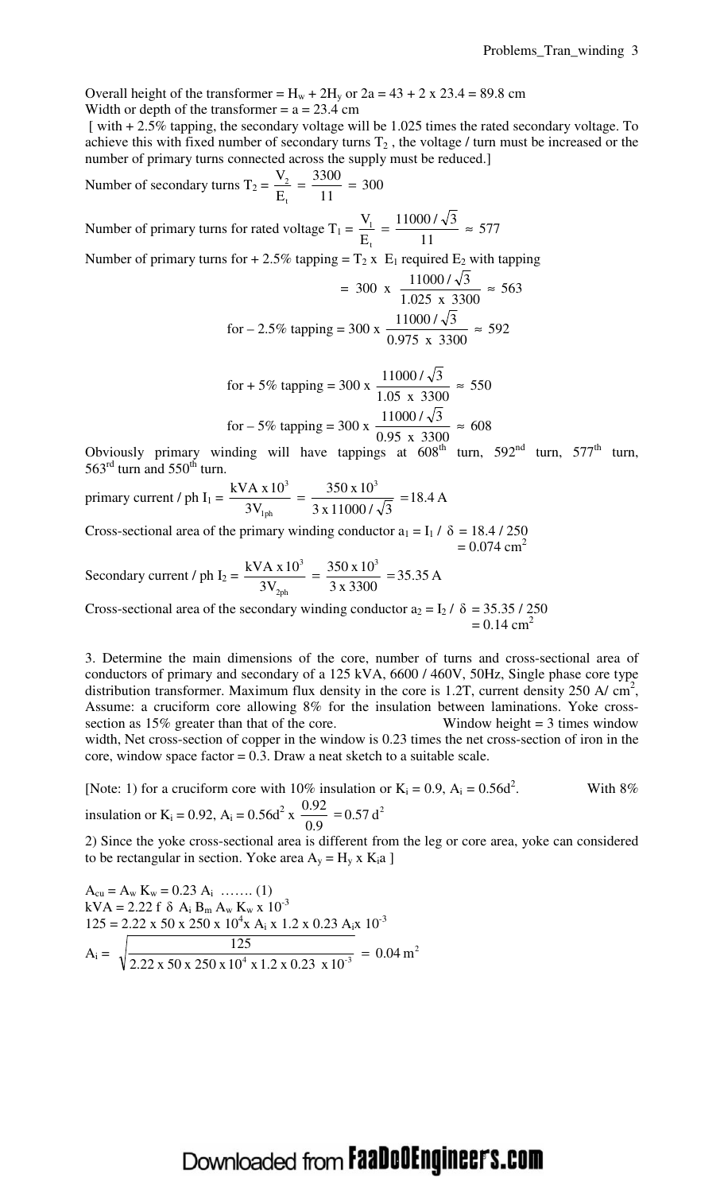Overall height of the transformer = $H_w + 2H_y$ or $2a = 43 + 2 \times 23.4 = 89.8$ cm
Width or depth of the transformer = a = 23.4 cm

[ with + 2.5% tapping, the secondary voltage will be 1.025 times the rated secondary voltage. To achieve this with fixed number of secondary turns $T_2$, the voltage / turn must be increased or the number of primary turns connected across the supply must be reduced.]

Number of secondary turns $T_2 = \dfrac{V_2}{E_t} = \dfrac{3300}{11} = 300$

Number of primary turns for rated voltage $T_1 = \dfrac{V_1}{E_t} = \dfrac{11000/\sqrt{3}}{11} \approx 577$

Number of primary turns for + 2.5% tapping = $T_2$ x $E_1$ required $E_2$ with tapping

$$= 300 \times \frac{11000/\sqrt{3}}{1.025 \times 3300} \approx 563$$

$$\text{for } -2.5\% \text{ tapping} = 300 \times \frac{11000/\sqrt{3}}{0.975 \times 3300} \approx 592$$

$$\text{for } +5\% \text{ tapping} = 300 \times \frac{11000/\sqrt{3}}{1.05 \times 3300} \approx 550$$

$$\text{for } -5\% \text{ tapping} = 300 \times \frac{11000/\sqrt{3}}{0.95 \times 3300} \approx 608$$

Obviously primary winding will have tappings at 608th turn, 592nd turn, 577th turn, 563rd turn and 550th turn.

primary current / ph $I_1 = \dfrac{\text{kVA} \times 10^3}{3V_{1ph}} = \dfrac{350 \times 10^3}{3 \times 11000/\sqrt{3}} = 18.4$ A

Cross-sectional area of the primary winding conductor $a_1 = I_1 / \delta = 18.4 / 250 = 0.074$ cm$^2$

Secondary current / ph $I_2 = \dfrac{\text{kVA} \times 10^3}{3V_{2ph}} = \dfrac{350 \times 10^3}{3 \times 3300} = 35.35$ A

Cross-sectional area of the secondary winding conductor $a_2 = I_2 / \delta = 35.35 / 250 = 0.14$ cm$^2$

3. Determine the main dimensions of the core, number of turns and cross-sectional area of conductors of primary and secondary of a 125 kVA, 6600 / 460V, 50Hz, Single phase core type distribution transformer. Maximum flux density in the core is 1.2T, current density 250 A/ cm$^2$, Assume: a cruciform core allowing 8% for the insulation between laminations. Yoke cross-section as 15% greater than that of the core. Window height = 3 times window width, Net cross-section of copper in the window is 0.23 times the net cross-section of iron in the core, window space factor = 0.3. Draw a neat sketch to a suitable scale.

[Note: 1) for a cruciform core with 10% insulation or $K_i = 0.9$, $A_i = 0.56d^2$. With 8% insulation or $K_i = 0.92$, $A_i = 0.56d^2 \times \dfrac{0.92}{0.9} = 0.57\,d^2$

2) Since the yoke cross-sectional area is different from the leg or core area, yoke can considered to be rectangular in section. Yoke area $A_y = H_y \times K_i a$ ]

$A_{cu} = A_w K_w = 0.23 A_i$ ……. (1)

$\text{kVA} = 2.22\, f\, \delta\, A_i B_m A_w K_w \times 10^{-3}$

$125 = 2.22 \times 50 \times 250 \times 10^4 \times A_i \times 1.2 \times 0.23\, A_i \times 10^{-3}$

$$A_i = \sqrt{\frac{125}{2.22 \times 50 \times 250 \times 10^4 \times 1.2 \times 0.23 \times 10^{-3}}} = 0.04\text{ m}^2$$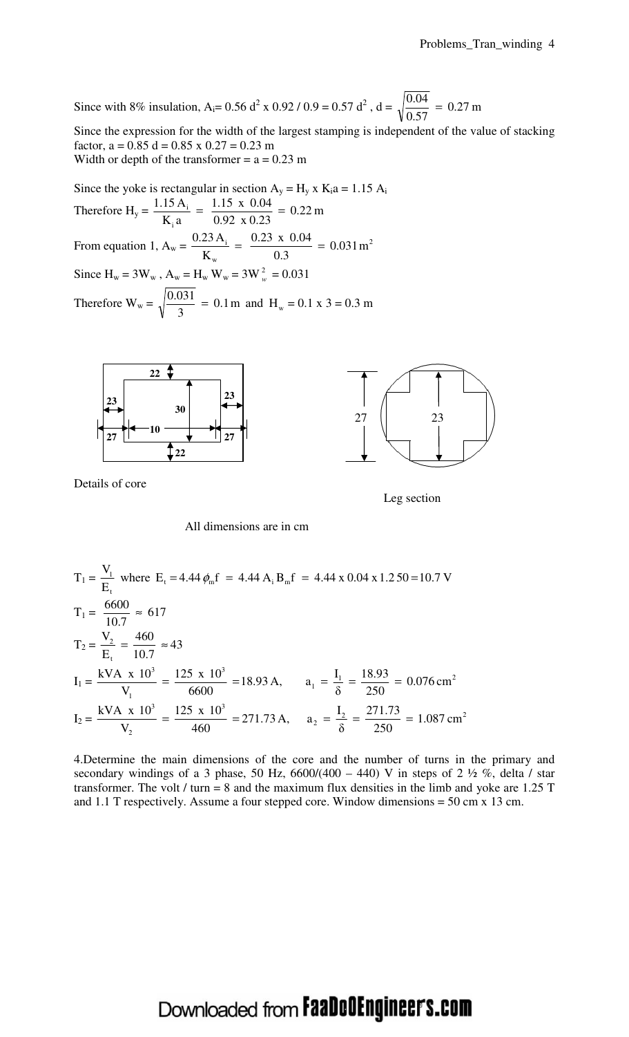Since with 8% insulation, $A_i$= 0.56 $d^2$ x 0.92 / 0.9 = 0.57 $d^2$ , d = $\sqrt{\frac{0.04}{0.57}} = 0.27$ m

Since the expression for the width of the largest stamping is independent of the value of stacking factor, a = 0.85 d = 0.85 x 0.27 = 0.23 m
Width or depth of the transformer = a = 0.23 m

Since the yoke is rectangular in section $A_y = H_y \times K_i a = 1.15\, A_i$

Therefore $H_y = \frac{1.15\, A_i}{K_i\, a} = \frac{1.15 \times 0.04}{0.92 \times 0.23} = 0.22$ m

From equation 1, $A_w = \frac{0.23\, A_i}{K_w} = \frac{0.23 \times 0.04}{0.3} = 0.031\, m^2$

Since $H_w = 3W_w$ , $A_w = H_w\, W_w = 3W_w^2 = 0.031$

Therefore $W_w = \sqrt{\frac{0.031}{3}} = 0.1$ m and $H_w = 0.1 \times 3 = 0.3$ m

Details of core

Leg section

All dimensions are in cm

$T_1 = \frac{V_1}{E_t}$ where $E_t = 4.44\, \phi_m f = 4.44\, A_i B_m f = 4.44 \times 0.04 \times 1.2\, 50 = 10.7$ V

$T_1 = \frac{6600}{10.7} \approx 617$

$T_2 = \frac{V_2}{E_t} = \frac{460}{10.7} \approx 43$

$I_1 = \frac{kVA \times 10^3}{V_1} = \frac{125 \times 10^3}{6600} = 18.93$ A, $\quad a_1 = \frac{I_1}{\delta} = \frac{18.93}{250} = 0.076\, cm^2$

$I_2 = \frac{kVA \times 10^3}{V_2} = \frac{125 \times 10^3}{460} = 271.73$ A, $\quad a_2 = \frac{I_2}{\delta} = \frac{271.73}{250} = 1.087\, cm^2$

4.Determine the main dimensions of the core and the number of turns in the primary and secondary windings of a 3 phase, 50 Hz, 6600/(400 – 440) V in steps of 2 ½ %, delta / star transformer. The volt / turn = 8 and the maximum flux densities in the limb and yoke are 1.25 T and 1.1 T respectively. Assume a four stepped core. Window dimensions = 50 cm x 13 cm.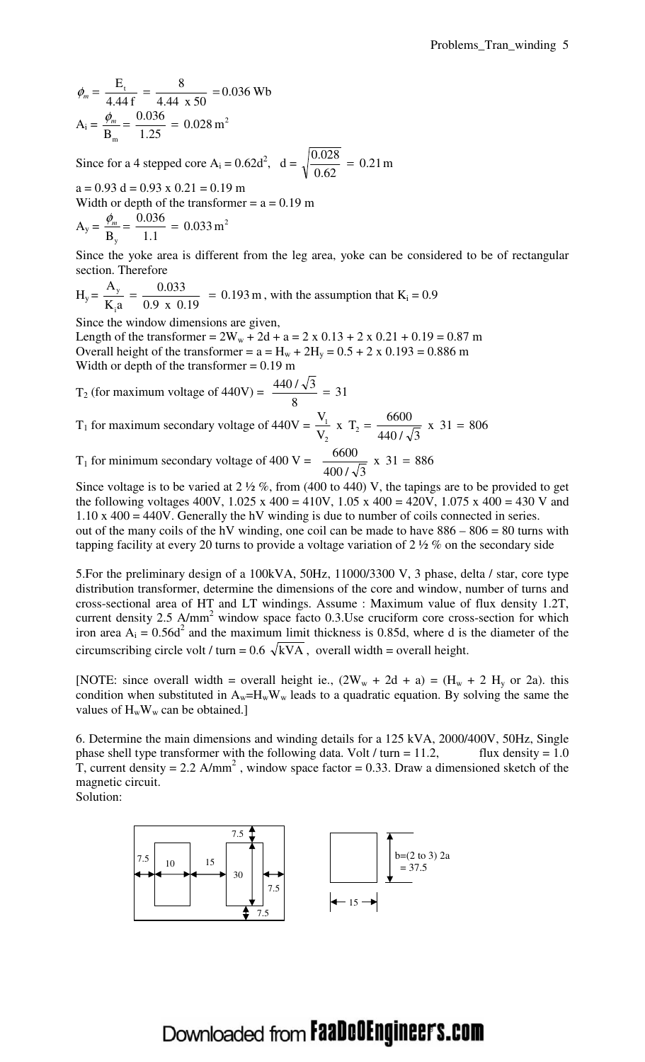$$\phi_m = \frac{E_t}{4.44\,f} = \frac{8}{4.44\ \text{x}\ 50} = 0.036\ \text{Wb}$$

$$A_i = \frac{\phi_m}{B_m} = \frac{0.036}{1.25} = 0.028\,\text{m}^2$$

Since for a 4 stepped core $A_i = 0.62d^2$, $d = \sqrt{\frac{0.028}{0.62}} = 0.21\,\text{m}$

a = 0.93 d = 0.93 x 0.21 = 0.19 m

Width or depth of the transformer = a = 0.19 m

$$A_y = \frac{\phi_m}{B_y} = \frac{0.036}{1.1} = 0.033\,\text{m}^2$$

Since the yoke area is different from the leg area, yoke can be considered to be of rectangular section. Therefore

$H_y = \frac{A_y}{K_i a} = \frac{0.033}{0.9\ \text{x}\ 0.19} = 0.193\,\text{m}$, with the assumption that $K_i = 0.9$

Since the window dimensions are given,

Length of the transformer = $2W_w + 2d + a$ = 2 x 0.13 + 2 x 0.21 + 0.19 = 0.87 m

Overall height of the transformer = a = $H_w + 2H_y$ = 0.5 + 2 x 0.193 = 0.886 m

Width or depth of the transformer = 0.19 m

$T_2$ (for maximum voltage of 440V) = $\frac{440/\sqrt{3}}{8} = 31$

$T_1$ for maximum secondary voltage of 440V = $\frac{V_1}{V_2}\ \text{x}\ T_2 = \frac{6600}{440/\sqrt{3}}\ \text{x}\ 31 = 806$

$T_1$ for minimum secondary voltage of 400 V = $\frac{6600}{400/\sqrt{3}}\ \text{x}\ 31 = 886$

Since voltage is to be varied at 2 ½ %, from (400 to 440) V, the tapings are to be provided to get the following voltages 400V, 1.025 x 400 = 410V, 1.05 x 400 = 420V, 1.075 x 400 = 430 V and 1.10 x 400 = 440V. Generally the hV winding is due to number of coils connected in series.
out of the many coils of the hV winding, one coil can be made to have 886 – 806 = 80 turns with tapping facility at every 20 turns to provide a voltage variation of 2 ½ % on the secondary side

5.For the preliminary design of a 100kVA, 50Hz, 11000/3300 V, 3 phase, delta / star, core type distribution transformer, determine the dimensions of the core and window, number of turns and cross-sectional area of HT and LT windings. Assume : Maximum value of flux density 1.2T, current density 2.5 A/mm$^2$ window space facto 0.3.Use cruciform core cross-section for which iron area $A_i = 0.56d^2$ and the maximum limit thickness is 0.85d, where d is the diameter of the circumscribing circle volt / turn = 0.6 $\sqrt{\text{kVA}}$, overall width = overall height.

[NOTE: since overall width = overall height ie., ($2W_w + 2d + a$) = ($H_w + 2\ H_y$ or 2a). this condition when substituted in $A_w = H_w W_w$ leads to a quadratic equation. By solving the same the values of $H_w W_w$ can be obtained.]

6. Determine the main dimensions and winding details for a 125 kVA, 2000/400V, 50Hz, Single phase shell type transformer with the following data. Volt / turn = 11.2, flux density = 1.0 T, current density = 2.2 A/mm$^2$ , window space factor = 0.33. Draw a dimensioned sketch of the magnetic circuit.

Solution:

(Sketch dimensions: 7.5, 10, 15, 30, 7.5, 7.5, 7.5; b=(2 to 3) 2a = 37.5; 15)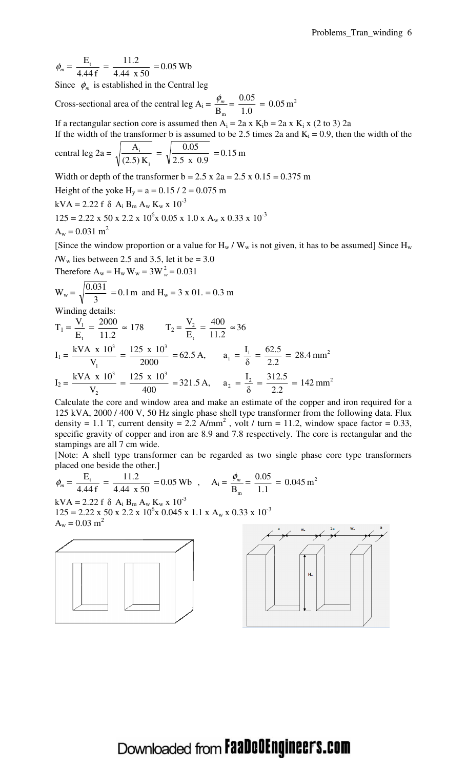$\phi_m = \dfrac{E_t}{4.44\,f} = \dfrac{11.2}{4.44 \text{ x } 50} = 0.05 \text{ Wb}$

Since $\phi_m$ is established in the Central leg

Cross-sectional area of the central leg $A_i = \dfrac{\phi_m}{B_m} = \dfrac{0.05}{1.0} = 0.05 \text{ m}^2$

If a rectangular section core is assumed then $A_i = 2a \text{ x } K_i b = 2a \text{ x } K_i \text{ x } (2 \text{ to } 3)\, 2a$

If the width of the transformer b is assumed to be 2.5 times 2a and $K_i = 0.9$, then the width of the central leg $2a = \sqrt{\dfrac{A_i}{(2.5)\,K_i}} = \sqrt{\dfrac{0.05}{2.5 \text{ x } 0.9}} = 0.15 \text{ m}$

Width or depth of the transformer b = 2.5 x 2a = 2.5 x 0.15 = 0.375 m

Height of the yoke $H_y = a = 0.15 / 2 = 0.075$ m

$\text{kVA} = 2.22\, f\, \delta\, A_i\, B_m\, A_w\, K_w \text{ x } 10^{-3}$

$125 = 2.22 \text{ x } 50 \text{ x } 2.2 \text{ x } 10^6 \text{x } 0.05 \text{ x } 1.0 \text{ x } A_w \text{ x } 0.33 \text{ x } 10^{-3}$

$A_w = 0.031 \text{ m}^2$

[Since the window proportion or a value for $H_w$ / $W_w$ is not given, it has to be assumed] Since $H_w$ /$W_w$ lies between 2.5 and 3.5, let it be = 3.0

Therefore $A_w = H_w W_w = 3W_w^2 = 0.031$

$W_w = \sqrt{\dfrac{0.031}{3}} = 0.1 \text{ m}$ and $H_w$ = 3 x 01. = 0.3 m

Winding details:

$T_1 = \dfrac{V_1}{E_t} = \dfrac{2000}{11.2} \approx 178 \qquad T_2 = \dfrac{V_2}{E_t} = \dfrac{400}{11.2} \approx 36$

$I_1 = \dfrac{\text{kVA x } 10^3}{V_1} = \dfrac{125 \text{ x } 10^3}{2000} = 62.5 \text{ A}, \qquad a_1 = \dfrac{I_1}{\delta} = \dfrac{62.5}{2.2} = 28.4 \text{ mm}^2$

$I_2 = \dfrac{\text{kVA x } 10^3}{V_2} = \dfrac{125 \text{ x } 10^3}{400} = 321.5 \text{ A}, \qquad a_2 = \dfrac{I_2}{\delta} = \dfrac{312.5}{2.2} = 142 \text{ mm}^2$

Calculate the core and window area and make an estimate of the copper and iron required for a 125 kVA, 2000 / 400 V, 50 Hz single phase shell type transformer from the following data. Flux density = 1.1 T, current density = 2.2 A/mm$^2$ , volt / turn = 11.2, window space factor = 0.33, specific gravity of copper and iron are 8.9 and 7.8 respectively. The core is rectangular and the stampings are all 7 cm wide.

[Note: A shell type transformer can be regarded as two single phase core type transformers placed one beside the other.]

$\phi_m = \dfrac{E_t}{4.44\,f} = \dfrac{11.2}{4.44 \text{ x } 50} = 0.05 \text{ Wb} \quad , \quad A_i = \dfrac{\phi_m}{B_m} = \dfrac{0.05}{1.1} = 0.045 \text{ m}^2$

$\text{kVA} = 2.22\, f\, \delta\, A_i\, B_m\, A_w\, K_w \text{ x } 10^{-3}$

$125 = 2.22 \text{ x } 50 \text{ x } 2.2 \text{ x } 10^6 \text{x } 0.045 \text{ x } 1.1 \text{ x } A_w \text{ x } 0.33 \text{ x } 10^{-3}$

$A_w = 0.03 \text{ m}^2$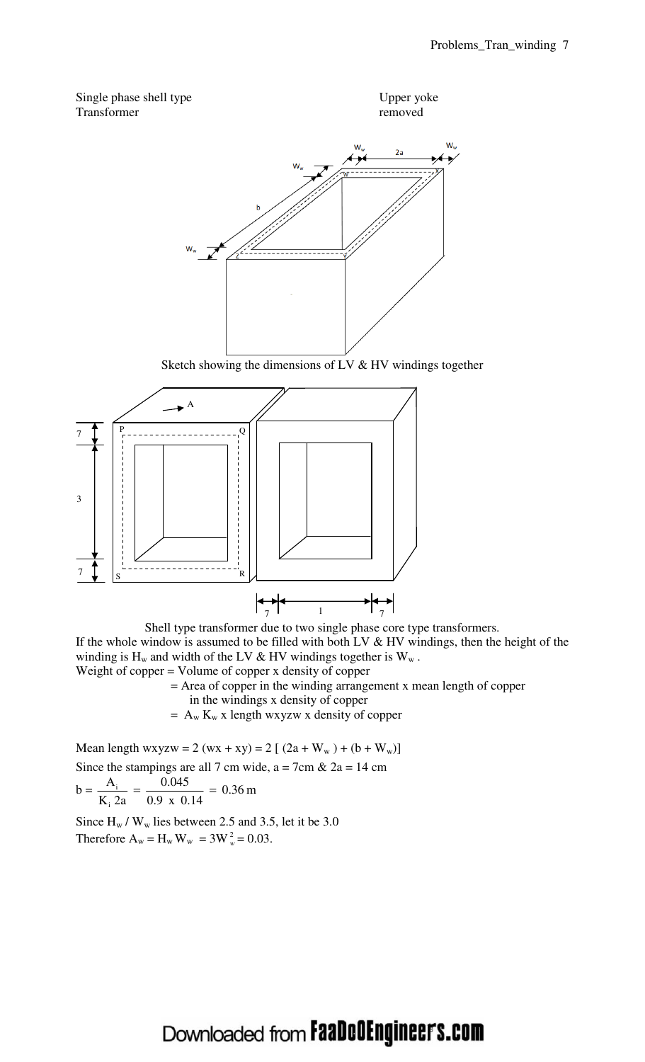Single phase shell type Transformer

Upper yoke removed

Sketch showing the dimensions of LV & HV windings together

Shell type transformer due to two single phase core type transformers.

If the whole window is assumed to be filled with both LV & HV windings, then the height of the winding is $H_w$ and width of the LV & HV windings together is $W_w$ .

Weight of copper = Volume of copper x density of copper

= Area of copper in the winding arrangement x mean length of copper in the windings x density of copper

= $A_w K_w$ x length wxyzw x density of copper

Mean length wxyzw = 2 (wx + xy) = 2 [ (2a + $W_w$ ) + (b + $W_w$)]

Since the stampings are all 7 cm wide, a = 7cm & 2a = 14 cm

$$b = \frac{A_i}{K_i\ 2a} = \frac{0.045}{0.9\ \text{x}\ 0.14} = 0.36\ \text{m}$$

Since $H_w$ / $W_w$ lies between 2.5 and 3.5, let it be 3.0

Therefore $A_w = H_w W_w = 3W_w^2 = 0.03$.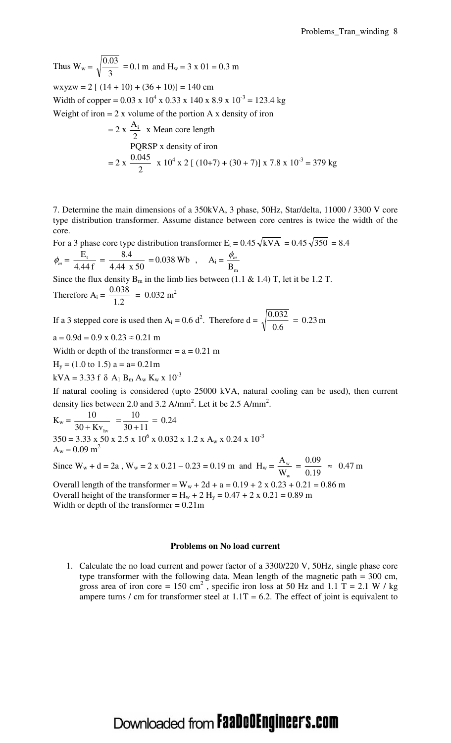Thus $W_w = \sqrt{\frac{0.03}{3}} = 0.1\,m$ and $H_w = 3 \times 01 = 0.3$ m

wxyzw = 2 [ (14 + 10) + (36 + 10)] = 140 cm

Width of copper = $0.03 \times 10^4 \times 0.33 \times 140 \times 8.9 \times 10^{-3} = 123.4$ kg

Weight of iron = 2 x volume of the portion A x density of iron

$= 2 \times \frac{A_i}{2}$ x Mean core length

PQRSP x density of iron

$= 2 \times \frac{0.045}{2} \times 10^4 \times 2\,[\,(10+7) + (30+7)] \times 7.8 \times 10^{-3} = 379$ kg

7. Determine the main dimensions of a 350kVA, 3 phase, 50Hz, Star/delta, 11000 / 3300 V core type distribution transformer. Assume distance between core centres is twice the width of the core.

For a 3 phase core type distribution transformer $E_t = 0.45\sqrt{kVA} = 0.45\sqrt{350} = 8.4$

$\phi_m = \frac{E_t}{4.44\,f} = \frac{8.4}{4.44 \times 50} = 0.038$ Wb , $A_i = \frac{\phi_m}{B_m}$

Since the flux density $B_m$ in the limb lies between (1.1 & 1.4) T, let it be 1.2 T.

Therefore $A_i = \frac{0.038}{1.2} = 0.032\ m^2$

If a 3 stepped core is used then $A_i = 0.6\,d^2$. Therefore $d = \sqrt{\frac{0.032}{0.6}} = 0.23\,m$

$a = 0.9d = 0.9 \times 0.23 \approx 0.21$ m

Width or depth of the transformer = a = 0.21 m

$H_y$ = (1.0 to 1.5) a = a= 0.21m

$kVA = 3.33\,f\,\delta\,A_I\,B_m\,A_w\,K_w \times 10^{-3}$

If natural cooling is considered (upto 25000 kVA, natural cooling can be used), then current density lies between 2.0 and 3.2 A/mm². Let it be 2.5 A/mm².

$K_w = \frac{10}{30 + Kv_{hv}} = \frac{10}{30+11} = 0.24$

$350 = 3.33 \times 50 \times 2.5 \times 10^6 \times 0.032 \times 1.2 \times A_w \times 0.24 \times 10^{-3}$

$A_w = 0.09\ m^2$

Since $W_w + d = 2a$ , $W_w = 2 \times 0.21 - 0.23 = 0.19$ m and $H_w = \frac{A_w}{W_w} = \frac{0.09}{0.19} \approx 0.47$ m

Overall length of the transformer = $W_w + 2d + a = 0.19 + 2 \times 0.23 + 0.21 = 0.86$ m

Overall height of the transformer = $H_w + 2\,H_y = 0.47 + 2 \times 0.21 = 0.89$ m

Width or depth of the transformer = 0.21m

**Problems on No load current**

1. Calculate the no load current and power factor of a 3300/220 V, 50Hz, single phase core type transformer with the following data. Mean length of the magnetic path = 300 cm, gross area of iron core = 150 cm², specific iron loss at 50 Hz and 1.1 T = 2.1 W / kg ampere turns / cm for transformer steel at 1.1T = 6.2. The effect of joint is equivalent to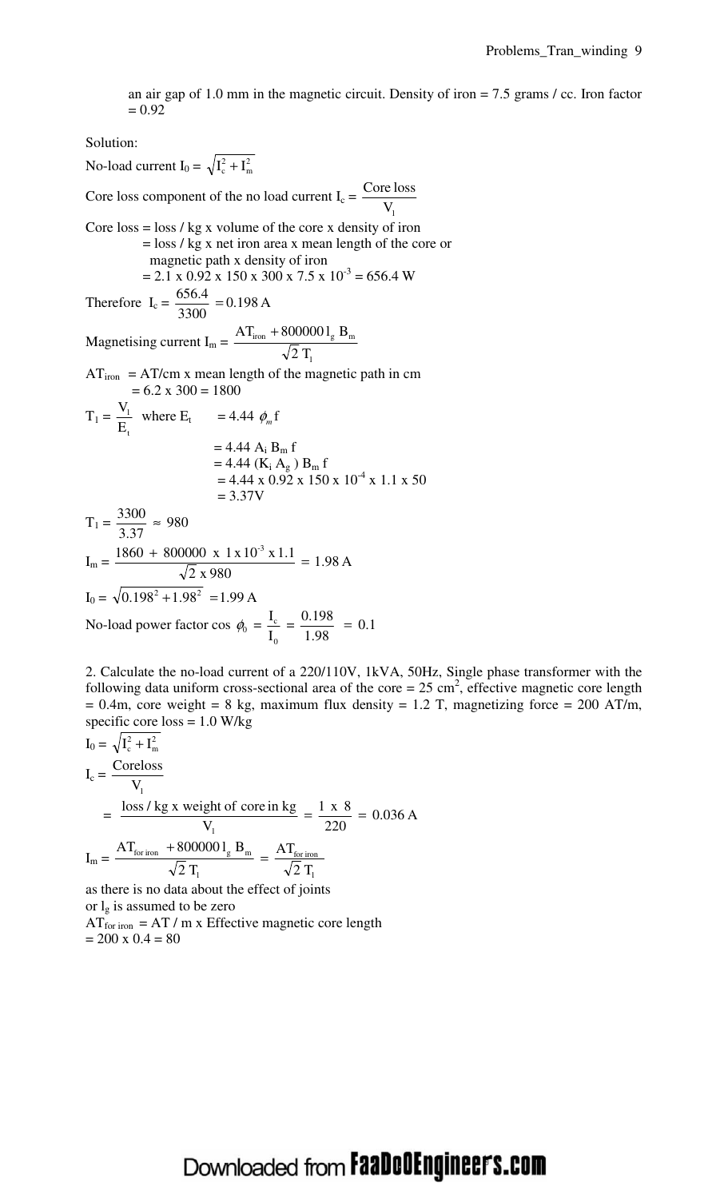an air gap of 1.0 mm in the magnetic circuit. Density of iron = 7.5 grams / cc. Iron factor = 0.92

Solution:

No-load current $I_0 = \sqrt{I_c^2 + I_m^2}$

Core loss component of the no load current $I_c = \dfrac{\text{Core loss}}{V_1}$

Core loss = loss / kg x volume of the core x density of iron
= loss / kg x net iron area x mean length of the core or magnetic path x density of iron
= 2.1 x 0.92 x 150 x 300 x 7.5 x $10^{-3}$ = 656.4 W

Therefore $I_c = \dfrac{656.4}{3300} = 0.198\,\text{A}$

Magnetising current $I_m = \dfrac{AT_{iron} + 800000 l_g\, B_m}{\sqrt{2}\, T_1}$

$AT_{iron}$ = AT/cm x mean length of the magnetic path in cm
= 6.2 x 300 = 1800

$T_1 = \dfrac{V_1}{E_t}$ where $E_t = 4.44\ \phi_m f$
$= 4.44\ A_i\, B_m\, f$
$= 4.44\ (K_i\, A_g)\, B_m\, f$
$= 4.44 \times 0.92 \times 150 \times 10^{-4} \times 1.1 \times 50$
$= 3.37\text{V}$

$T_1 = \dfrac{3300}{3.37} \approx 980$

$I_m = \dfrac{1860 + 800000 \times 1 \times 10^{-3} \times 1.1}{\sqrt{2} \times 980} = 1.98\,\text{A}$

$I_0 = \sqrt{0.198^2 + 1.98^2} = 1.99\,\text{A}$

No-load power factor $\cos\phi_0 = \dfrac{I_c}{I_0} = \dfrac{0.198}{1.98} = 0.1$

2. Calculate the no-load current of a 220/110V, 1kVA, 50Hz, Single phase transformer with the following data uniform cross-sectional area of the core = 25 cm$^2$, effective magnetic core length = 0.4m, core weight = 8 kg, maximum flux density = 1.2 T, magnetizing force = 200 AT/m, specific core loss = 1.0 W/kg

$I_0 = \sqrt{I_c^2 + I_m^2}$

$I_c = \dfrac{\text{Coreloss}}{V_1}$

$= \dfrac{\text{loss / kg x weight of core in kg}}{V_1} = \dfrac{1 \times 8}{220} = 0.036\,\text{A}$

$I_m = \dfrac{AT_{for\ iron} + 800000 l_g\, B_m}{\sqrt{2}\, T_1} = \dfrac{AT_{for\ iron}}{\sqrt{2}\, T_1}$

as there is no data about the effect of joints
or $l_g$ is assumed to be zero

$AT_{for\ iron}$ = AT / m x Effective magnetic core length
= 200 x 0.4 = 80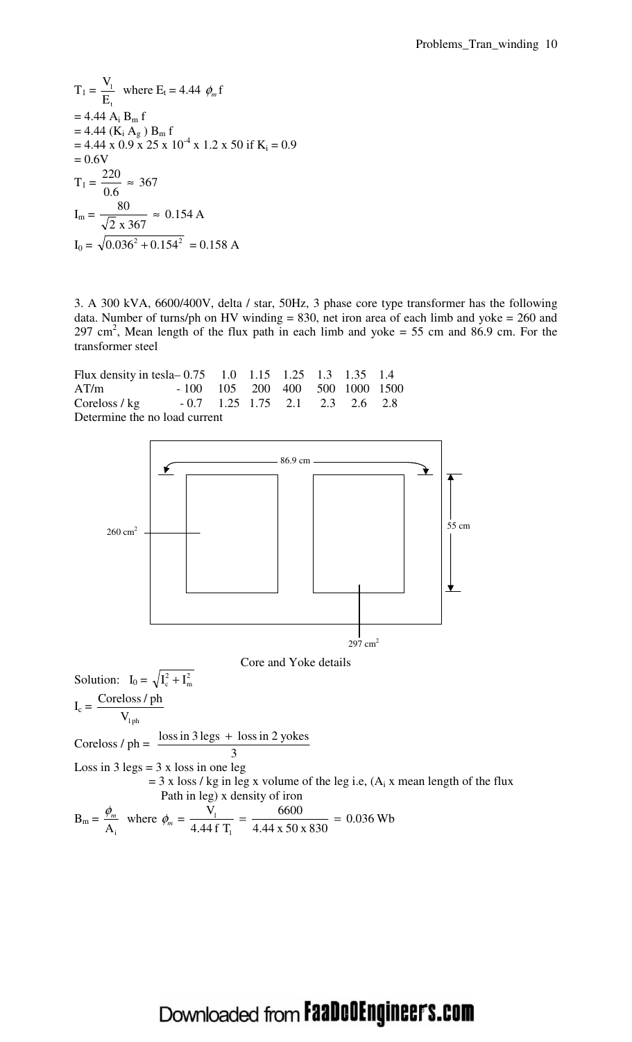$T_1 = \frac{V_1}{E_t}$ where $E_t = 4.44\ \phi_m f$

$= 4.44\ A_i\ B_m\ f$

$= 4.44\ (K_i\ A_g)\ B_m\ f$

$= 4.44 \times 0.9 \times 25 \times 10^{-4} \times 1.2 \times 50$ if $K_i = 0.9$

$= 0.6V$

$T_1 = \frac{220}{0.6} \approx 367$

$I_m = \frac{80}{\sqrt{2} \times 367} \approx 0.154$ A

$I_0 = \sqrt{0.036^2 + 0.154^2} = 0.158$ A

3. A 300 kVA, 6600/400V, delta / star, 50Hz, 3 phase core type transformer has the following data. Number of turns/ph on HV winding = 830, net iron area of each limb and yoke = 260 and 297 $cm^2$, Mean length of the flux path in each limb and yoke = 55 cm and 86.9 cm. For the transformer steel

| Flux density in tesla | 0.75 | 1.0 | 1.15 | 1.25 | 1.3 | 1.35 | 1.4 |
|---|---|---|---|---|---|---|---|
| AT/m | 100 | 105 | 200 | 400 | 500 | 1000 | 1500 |
| Coreloss / kg | 0.7 | 1.25 | 1.75 | 2.1 | 2.3 | 2.6 | 2.8 |

Determine the no load current

86.9 cm

260 $cm^2$

55 cm

297 $cm^2$

Core and Yoke details

Solution: $I_0 = \sqrt{I_c^2 + I_m^2}$

$I_c = \frac{\text{Coreloss / ph}}{V_{1ph}}$

$\text{Coreloss / ph} = \frac{\text{loss in 3 legs + loss in 2 yokes}}{3}$

Loss in 3 legs = 3 x loss in one leg

= 3 x loss / kg in leg x volume of the leg i.e, ($A_i$ x mean length of the flux Path in leg) x density of iron

$B_m = \frac{\phi_m}{A_i}$ where $\phi_m = \frac{V_1}{4.44\ f\ T_1} = \frac{6600}{4.44 \times 50 \times 830} = 0.036$ Wb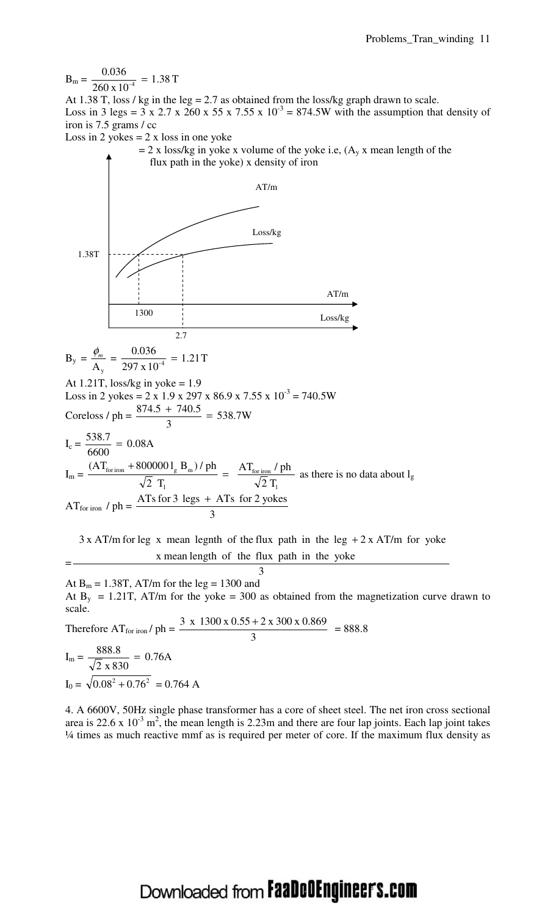$$B_m = \frac{0.036}{260 \times 10^{-4}} = 1.38\,T$$

At 1.38 T, loss / kg in the leg = 2.7 as obtained from the loss/kg graph drawn to scale.

Loss in 3 legs = 3 x 2.7 x 260 x 55 x 7.55 x $10^{-3}$ = 874.5W with the assumption that density of iron is 7.5 grams / cc

Loss in 2 yokes = 2 x loss in one yoke

= 2 x loss/kg in yoke x volume of the yoke i.e, ($A_y$ x mean length of the flux path in the yoke) x density of iron

AT/m

Loss/kg

1.38T

1300

2.7

AT/m

Loss/kg

$$B_y = \frac{\phi_m}{A_y} = \frac{0.036}{297 \times 10^{-4}} = 1.21\,T$$

At 1.21T, loss/kg in yoke = 1.9

Loss in 2 yokes = 2 x 1.9 x 297 x 86.9 x 7.55 x $10^{-3}$ = 740.5W

$$\text{Coreloss / ph} = \frac{874.5 + 740.5}{3} = 538.7\text{W}$$

$$I_c = \frac{538.7}{6600} = 0.08\text{A}$$

$$I_m = \frac{(AT_{\text{for iron}} + 800000\, l_g\, B_m) / \text{ph}}{\sqrt{2}\ T_1} = \frac{AT_{\text{for iron}} / \text{ph}}{\sqrt{2}\ T_1}$$ as there is no data about $l_g$

$$AT_{\text{for iron}}\ / \text{ph} = \frac{\text{ATs for 3 legs + ATs for 2 yokes}}{3}$$

$$= \frac{3 \text{ x AT/m for leg x mean legnth of the flux path in the leg} + 2 \text{ x AT/m for yoke x mean length of the flux path in the yoke}}{3}$$

At $B_m$ = 1.38T, AT/m for the leg = 1300 and

At $B_y$ = 1.21T, AT/m for the yoke = 300 as obtained from the magnetization curve drawn to scale.

$$\text{Therefore } AT_{\text{for iron}} / \text{ph} = \frac{3 \times 1300 \times 0.55 + 2 \times 300 \times 0.869}{3} = 888.8$$

$$I_m = \frac{888.8}{\sqrt{2} \times 830} = 0.76\text{A}$$

$$I_0 = \sqrt{0.08^2 + 0.76^2} = 0.764\text{ A}$$

4. A 6600V, 50Hz single phase transformer has a core of sheet steel. The net iron cross sectional area is 22.6 x $10^{-3}$ m$^2$, the mean length is 2.23m and there are four lap joints. Each lap joint takes ¼ times as much reactive mmf as is required per meter of core. If the maximum flux density as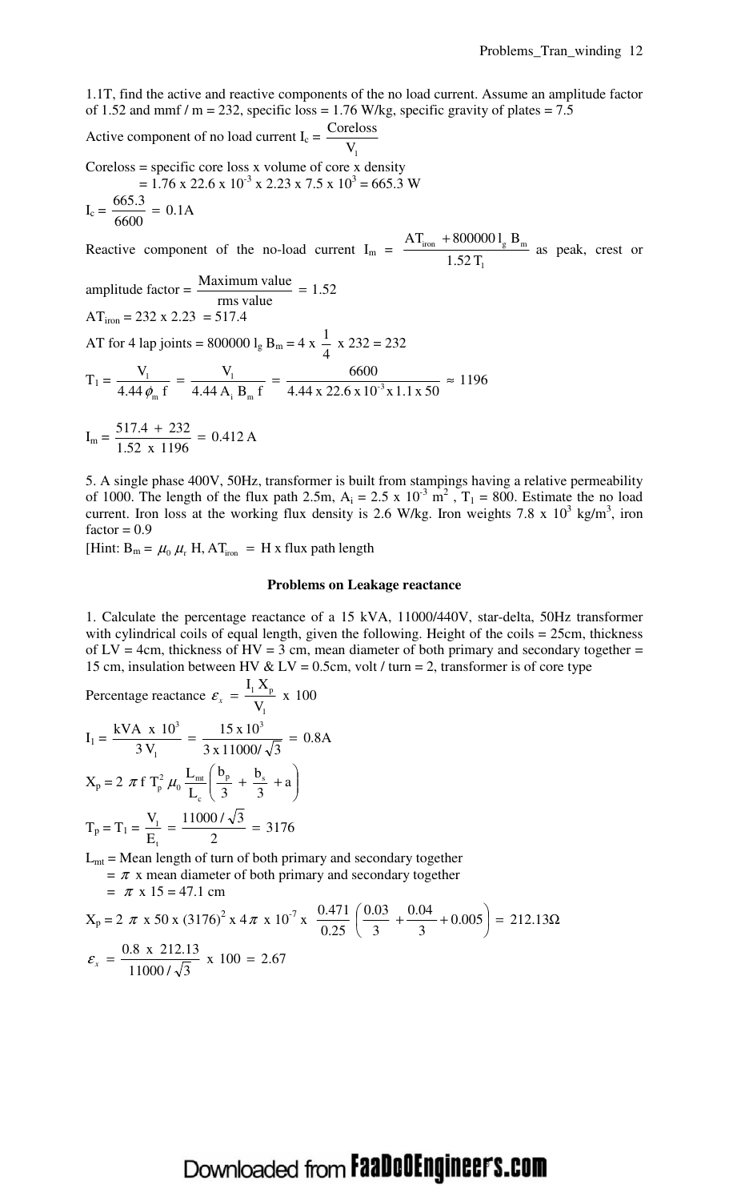1.1T, find the active and reactive components of the no load current. Assume an amplitude factor of 1.52 and mmf / m = 232, specific loss = 1.76 W/kg, specific gravity of plates = 7.5

Active component of no load current $I_c = \dfrac{\text{Coreloss}}{V_1}$

Coreloss = specific core loss x volume of core x density

$= 1.76 \times 22.6 \times 10^{-3} \times 2.23 \times 7.5 \times 10^3 = 665.3$ W

$I_c = \dfrac{665.3}{6600} = 0.1\text{A}$

Reactive component of the no-load current $I_m = \dfrac{AT_{iron} + 800000\, l_g\, B_m}{1.52\, T_1}$ as peak, crest or amplitude factor = $\dfrac{\text{Maximum value}}{\text{rms value}} = 1.52$

$AT_{iron} = 232 \times 2.23 = 517.4$

AT for 4 lap joints = $800000\, l_g\, B_m = 4 \times \dfrac{1}{4} \times 232 = 232$

$$T_1 = \frac{V_1}{4.44\,\phi_m\, f} = \frac{V_1}{4.44\, A_i\, B_m\, f} = \frac{6600}{4.44 \times 22.6 \times 10^{-3} \times 1.1 \times 50} \approx 1196$$

$$I_m = \frac{517.4 + 232}{1.52 \times 1196} = 0.412\text{ A}$$

5. A single phase 400V, 50Hz, transformer is built from stampings having a relative permeability of 1000. The length of the flux path 2.5m, $A_i = 2.5 \times 10^{-3}$ m$^2$, $T_1 = 800$. Estimate the no load current. Iron loss at the working flux density is 2.6 W/kg. Iron weights $7.8 \times 10^3$ kg/m$^3$, iron factor = 0.9

[Hint: $B_m = \mu_0\, \mu_r\, H$, $AT_{iron}$ = H x flux path length

**Problems on Leakage reactance**

1. Calculate the percentage reactance of a 15 kVA, 11000/440V, star-delta, 50Hz transformer with cylindrical coils of equal length, given the following. Height of the coils = 25cm, thickness of LV = 4cm, thickness of HV = 3 cm, mean diameter of both primary and secondary together = 15 cm, insulation between HV & LV = 0.5cm, volt / turn = 2, transformer is of core type

Percentage reactance $\varepsilon_x = \dfrac{I_1\, X_p}{V_1} \times 100$

$$I_1 = \frac{\text{kVA} \times 10^3}{3\, V_1} = \frac{15 \times 10^3}{3 \times 11000/\sqrt{3}} = 0.8\text{A}$$

$$X_p = 2\,\pi\, f\, T_p^2\, \mu_0 \frac{L_{mt}}{L_c}\left(\frac{b_p}{3} + \frac{b_s}{3} + a\right)$$

$$T_p = T_1 = \frac{V_1}{E_t} = \frac{11000/\sqrt{3}}{2} = 3176$$

$L_{mt}$ = Mean length of turn of both primary and secondary together

= $\pi$ x mean diameter of both primary and secondary together

= $\pi$ x 15 = 47.1 cm

$$X_p = 2\,\pi \times 50 \times (3176)^2 \times 4\pi \times 10^{-7} \times \frac{0.471}{0.25}\left(\frac{0.03}{3} + \frac{0.04}{3} + 0.005\right) = 212.13\Omega$$

$$\varepsilon_x = \frac{0.8 \times 212.13}{11000/\sqrt{3}} \times 100 = 2.67$$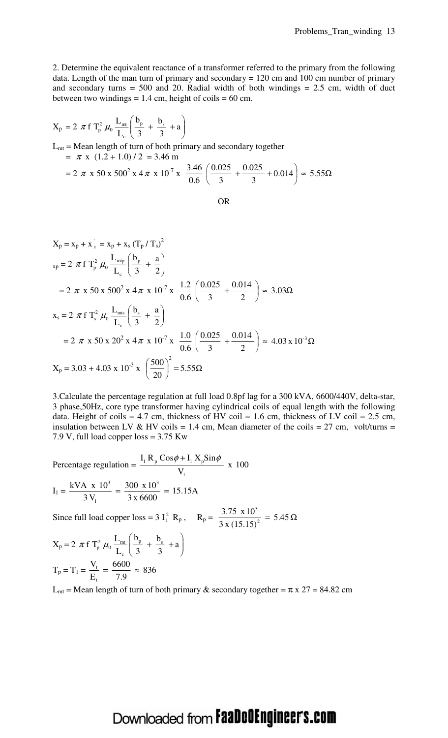2. Determine the equivalent reactance of a transformer referred to the primary from the following data. Length of the man turn of primary and secondary = 120 cm and 100 cm number of primary and secondary turns = 500 and 20. Radial width of both windings = 2.5 cm, width of duct between two windings = 1.4 cm, height of coils = 60 cm.

$$X_p = 2\,\pi\, f\, T_p^2\, \mu_0 \frac{L_{mt}}{L_c}\left(\frac{b_p}{3} + \frac{b_s}{3} + a\right)$$

$L_{mt}$ = Mean length of turn of both primary and secondary together

$= \pi$ x $(1.2 + 1.0) / 2 = 3.46$ m

$$= 2\,\pi \text{ x } 50 \text{ x } 500^2 \text{ x } 4\pi \text{ x } 10^{-7} \text{ x } \frac{3.46}{0.6}\left(\frac{0.025}{3} + \frac{0.025}{3} + 0.014\right) \approx 5.55\Omega$$

OR

$X_p = x_p + x_s' = x_p + x_s\,(T_p / T_s)^2$

$$x_p = 2\,\pi\, f\, T_p^2\, \mu_0 \frac{L_{mtp}}{L_c}\left(\frac{b_p}{3} + \frac{a}{2}\right)$$

$$= 2\,\pi \text{ x } 50 \text{ x } 500^2 \text{ x } 4\pi \text{ x } 10^{-7} \text{ x } \frac{1.2}{0.6}\left(\frac{0.025}{3} + \frac{0.014}{2}\right) \approx 3.03\Omega$$

$$x_s = 2\,\pi\, f\, T_s^2\, \mu_0 \frac{L_{mts}}{L_c}\left(\frac{b_s}{3} + \frac{a}{2}\right)$$

$$= 2\,\pi \text{ x } 50 \text{ x } 20^2 \text{ x } 4\pi \text{ x } 10^{-7} \text{ x } \frac{1.0}{0.6}\left(\frac{0.025}{3} + \frac{0.014}{2}\right) \approx 4.03 \text{ x } 10^{-3}\Omega$$

$$X_p = 3.03 + 4.03 \text{ x } 10^{-3} \text{ x } \left(\frac{500}{20}\right)^2 = 5.55\Omega$$

3. Calculate the percentage regulation at full load 0.8pf lag for a 300 kVA, 6600/440V, delta-star, 3 phase,50Hz, core type transformer having cylindrical coils of equal length with the following data. Height of coils = 4.7 cm, thickness of HV coil = 1.6 cm, thickness of LV coil = 2.5 cm, insulation between LV & HV coils = 1.4 cm, Mean diameter of the coils = 27 cm, volt/turns = 7.9 V, full load copper loss = 3.75 Kw

$$\text{Percentage regulation} = \frac{I_1\, R_p\, \text{Cos}\phi + I_1\, X_p \text{Sin}\phi}{V_1} \text{ x } 100$$

$$I_1 = \frac{\text{kVA x } 10^3}{3\, V_1} = \frac{300 \text{ x } 10^3}{3 \text{ x } 6600} = 15.15\text{A}$$

Since full load copper loss = $3\, I_1^2\, R_p$ , $\quad R_p = \dfrac{3.75 \text{ x } 10^3}{3 \text{ x } (15.15)^2} = 5.45\,\Omega$

$$X_p = 2\,\pi\, f\, T_p^2\, \mu_0 \frac{L_{mt}}{L_c}\left(\frac{b_p}{3} + \frac{b_s}{3} + a\right)$$

$$T_p = T_1 = \frac{V_1}{E_t} = \frac{6600}{7.9} \approx 836$$

$L_{mt}$ = Mean length of turn of both primary & secondary together = $\pi$ x 27 = 84.82 cm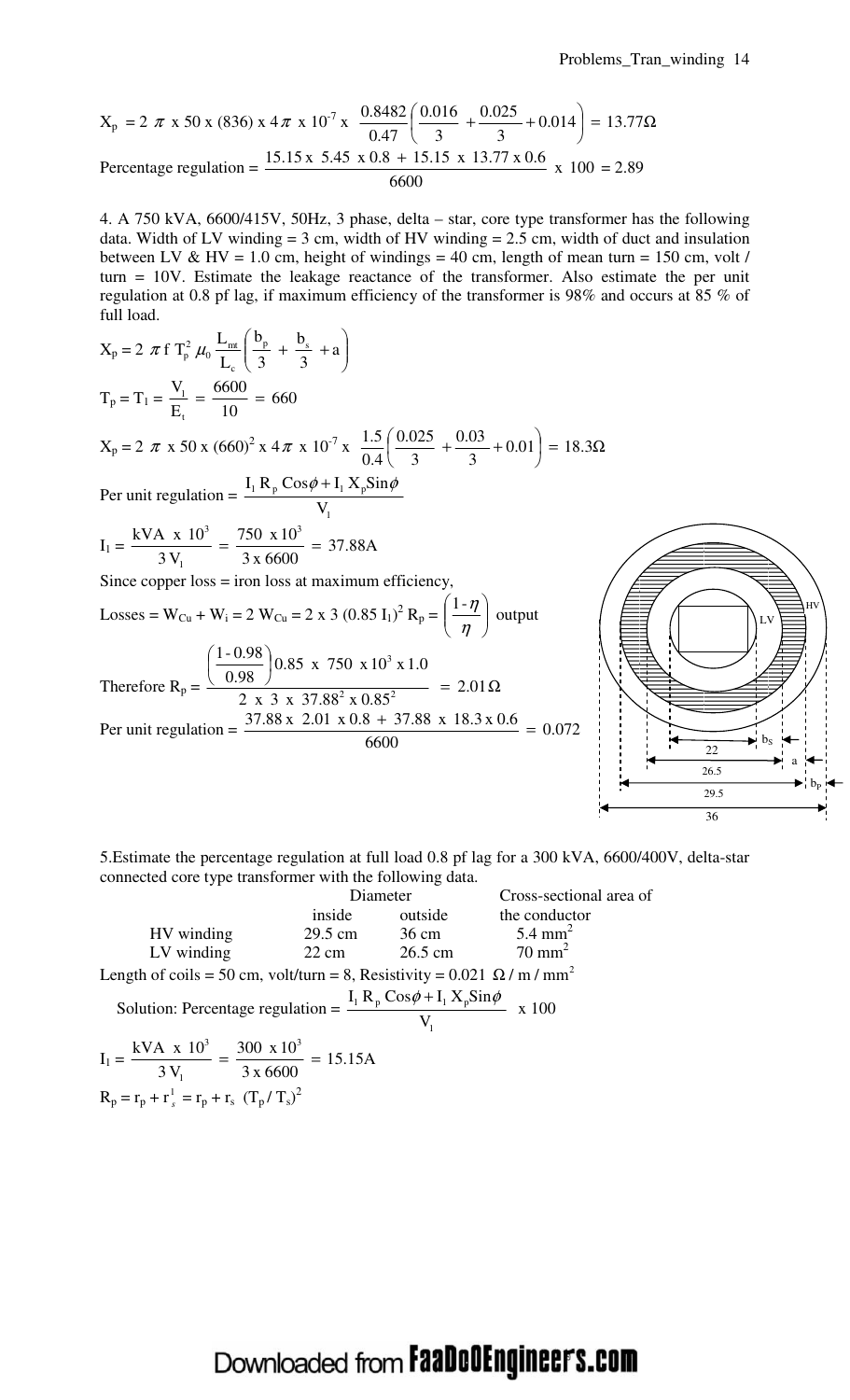$$X_p = 2\,\pi \text{ x } 50 \text{ x } (836) \text{ x } 4\pi \text{ x } 10^{-7} \text{ x } \frac{0.8482}{0.47}\left(\frac{0.016}{3} + \frac{0.025}{3} + 0.014\right) = 13.77\Omega$$

$$\text{Percentage regulation} = \frac{15.15 \text{ x } 5.45 \text{ x } 0.8 + 15.15 \text{ x } 13.77 \text{ x } 0.6}{6600} \text{ x } 100 = 2.89$$

4. A 750 kVA, 6600/415V, 50Hz, 3 phase, delta – star, core type transformer has the following data. Width of LV winding = 3 cm, width of HV winding = 2.5 cm, width of duct and insulation between LV & HV = 1.0 cm, height of windings = 40 cm, length of mean turn = 150 cm, volt / turn = 10V. Estimate the leakage reactance of the transformer. Also estimate the per unit regulation at 0.8 pf lag, if maximum efficiency of the transformer is 98% and occurs at 85 % of full load.

$$X_p = 2\,\pi\, f\, T_p^2\, \mu_0\, \frac{L_{mt}}{L_c}\left(\frac{b_p}{3} + \frac{b_s}{3} + a\right)$$

$$T_p = T_1 = \frac{V_1}{E_t} = \frac{6600}{10} = 660$$

$$X_p = 2\,\pi \text{ x } 50 \text{ x } (660)^2 \text{ x } 4\pi \text{ x } 10^{-7} \text{ x } \frac{1.5}{0.4}\left(\frac{0.025}{3} + \frac{0.03}{3} + 0.01\right) = 18.3\Omega$$

$$\text{Per unit regulation} = \frac{I_1 R_p \cos\phi + I_1 X_p \sin\phi}{V_1}$$

$$I_1 = \frac{\text{kVA x } 10^3}{3\, V_1} = \frac{750 \text{ x } 10^3}{3 \text{ x } 6600} = 37.88\text{A}$$

Since copper loss = iron loss at maximum efficiency,

$$\text{Losses} = W_{Cu} + W_i = 2\, W_{Cu} = 2 \text{ x } 3\, (0.85\, I_1)^2\, R_p = \left(\frac{1-\eta}{\eta}\right) \text{output}$$

$$\text{Therefore } R_p = \frac{\left(\frac{1-0.98}{0.98}\right) 0.85 \text{ x } 750 \text{ x } 10^3 \text{ x } 1.0}{2 \text{ x } 3 \text{ x } 37.88^2 \text{ x } 0.85^2} = 2.01\,\Omega$$

$$\text{Per unit regulation} = \frac{37.88 \text{ x } 2.01 \text{ x } 0.8 + 37.88 \text{ x } 18.3 \text{ x } 0.6}{6600} = 0.072$$

5.Estimate the percentage regulation at full load 0.8 pf lag for a 300 kVA, 6600/400V, delta-star connected core type transformer with the following data.

| | Diameter inside | Diameter outside | Cross-sectional area of the conductor |
|---|---|---|---|
| HV winding | 29.5 cm | 36 cm | 5.4 mm$^2$ |
| LV winding | 22 cm | 26.5 cm | 70 mm$^2$ |

Length of coils = 50 cm, volt/turn = 8, Resistivity = 0.021 $\Omega$ / m / mm$^2$

$$\text{Solution: Percentage regulation} = \frac{I_1 R_p \cos\phi + I_1 X_p \sin\phi}{V_1} \text{ x } 100$$

$$I_1 = \frac{\text{kVA x } 10^3}{3\, V_1} = \frac{300 \text{ x } 10^3}{3 \text{ x } 6600} = 15.15\text{A}$$

$$R_p = r_p + r_s^1 = r_p + r_s\, (T_p / T_s)^2$$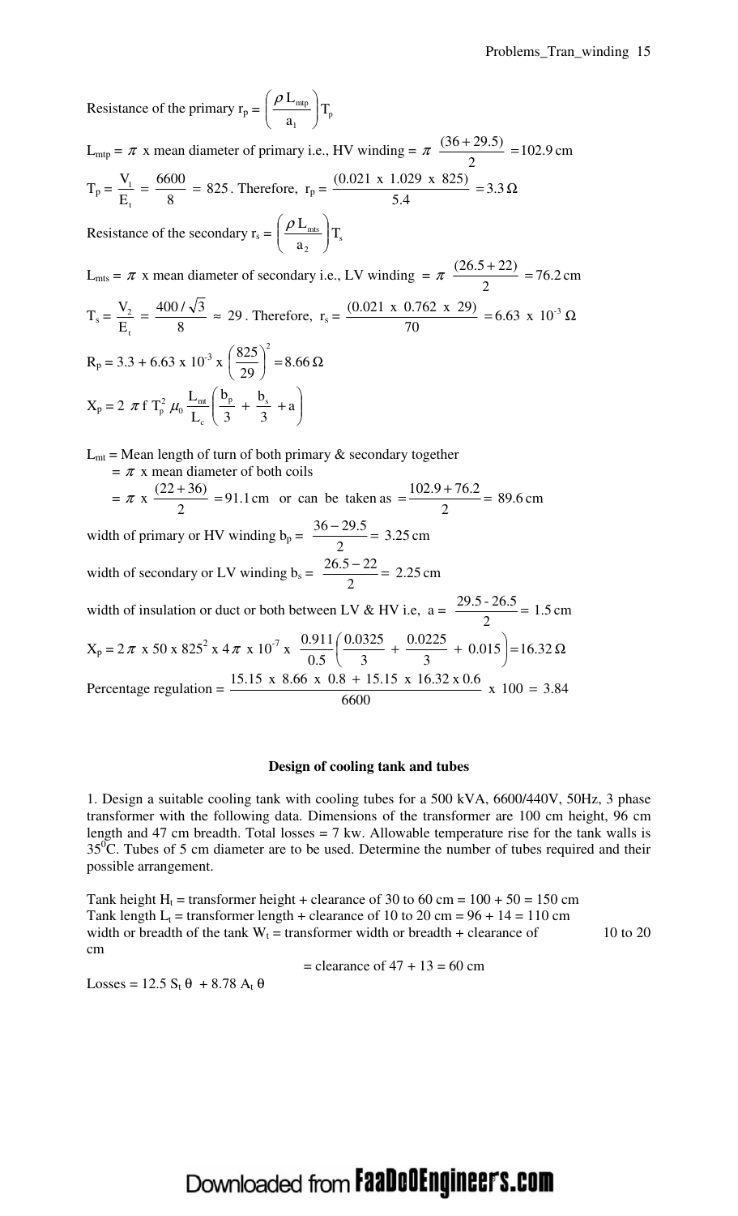Resistance of the primary $r_p = \left(\frac{\rho L_{mtp}}{a_1}\right) T_p$

$L_{mtp} = \pi$ x mean diameter of primary i.e., HV winding $= \pi \frac{(36 + 29.5)}{2} = 102.9$ cm

$T_p = \frac{V_1}{E_t} = \frac{6600}{8} = 825$. Therefore, $r_p = \frac{(0.021 \text{ x } 1.029 \text{ x } 825)}{5.4} = 3.3\,\Omega$

Resistance of the secondary $r_s = \left(\frac{\rho L_{mts}}{a_2}\right) T_s$

$L_{mts} = \pi$ x mean diameter of secondary i.e., LV winding $= \pi \frac{(26.5 + 22)}{2} = 76.2$ cm

$T_s = \frac{V_2}{E_t} = \frac{400/\sqrt{3}}{8} \approx 29$. Therefore, $r_s = \frac{(0.021 \text{ x } 0.762 \text{ x } 29)}{70} = 6.63 \text{ x } 10^{-3}\,\Omega$

$R_p = 3.3 + 6.63 \text{ x } 10^{-3} \text{ x } \left(\frac{825}{29}\right)^2 = 8.66\,\Omega$

$X_p = 2\pi f T_p^2 \mu_0 \frac{L_{mt}}{L_c}\left(\frac{b_p}{3} + \frac{b_s}{3} + a\right)$

$L_{mt}$ = Mean length of turn of both primary & secondary together

$= \pi$ x mean diameter of both coils

$= \pi \text{ x } \frac{(22 + 36)}{2} = 91.1$ cm or can be taken as $= \frac{102.9 + 76.2}{2} = 89.6$ cm

width of primary or HV winding $b_p = \frac{36 - 29.5}{2} = 3.25$ cm

width of secondary or LV winding $b_s = \frac{26.5 - 22}{2} = 2.25$ cm

width of insulation or duct or both between LV & HV i.e, $a = \frac{29.5 - 26.5}{2} = 1.5$ cm

$X_p = 2\pi \text{ x } 50 \text{ x } 825^2 \text{ x } 4\pi \text{ x } 10^{-7} \text{ x } \frac{0.911}{0.5}\left(\frac{0.0325}{3} + \frac{0.0225}{3} + 0.015\right) = 16.32\,\Omega$

Percentage regulation $= \frac{15.15 \text{ x } 8.66 \text{ x } 0.8 + 15.15 \text{ x } 16.32 \text{ x } 0.6}{6600} \text{ x } 100 = 3.84$

## Design of cooling tank and tubes

1. Design a suitable cooling tank with cooling tubes for a 500 kVA, 6600/440V, 50Hz, 3 phase transformer with the following data. Dimensions of the transformer are 100 cm height, 96 cm length and 47 cm breadth. Total losses = 7 kw. Allowable temperature rise for the tank walls is $35^0$C. Tubes of 5 cm diameter are to be used. Determine the number of tubes required and their possible arrangement.

Tank height $H_t$ = transformer height + clearance of 30 to 60 cm = 100 + 50 = 150 cm

Tank length $L_t$ = transformer length + clearance of 10 to 20 cm = 96 + 14 = 110 cm

width or breadth of the tank $W_t$ = transformer width or breadth + clearance of 10 to 20 cm

= clearance of 47 + 13 = 60 cm

Losses = 12.5 $S_t$ θ + 8.78 $A_t$ θ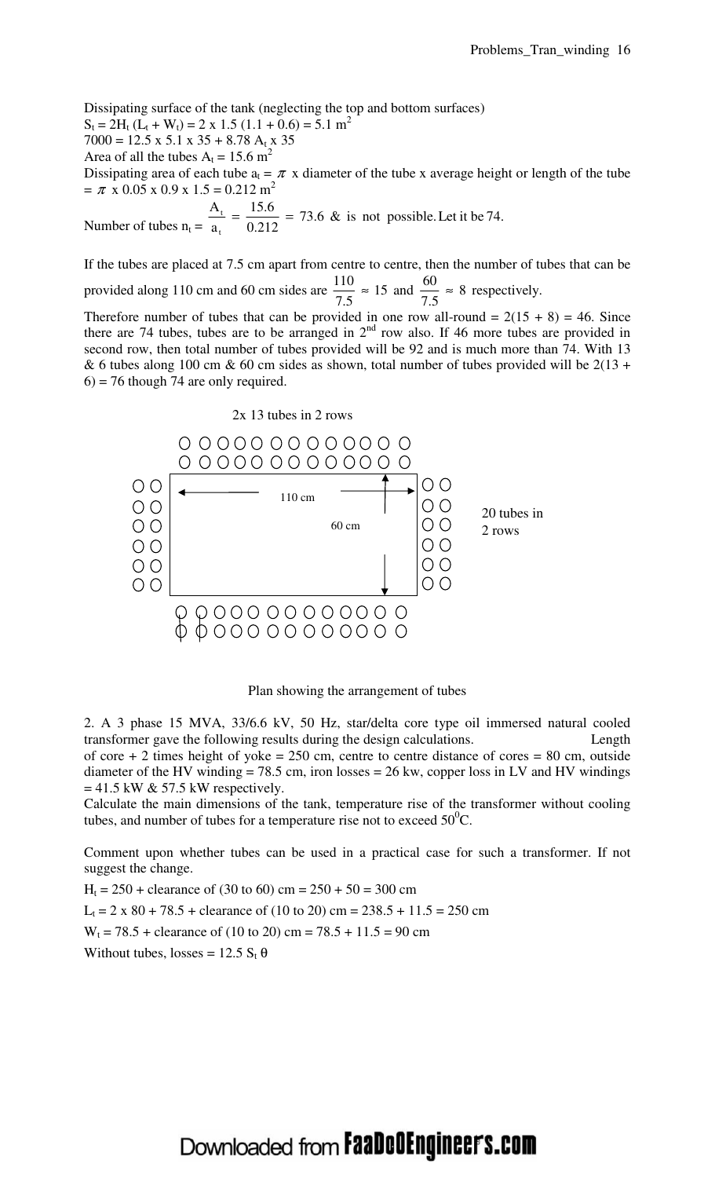Dissipating surface of the tank (neglecting the top and bottom surfaces)

$S_t = 2H_t (L_t + W_t) = 2 \times 1.5 (1.1 + 0.6) = 5.1 \text{ m}^2$

$7000 = 12.5 \times 5.1 \times 35 + 8.78 A_t \times 35$

Area of all the tubes $A_t = 15.6 \text{ m}^2$

Dissipating area of each tube $a_t = \pi$ x diameter of the tube x average height or length of the tube $= \pi \times 0.05 \times 0.9 \times 1.5 = 0.212 \text{ m}^2$

Number of tubes $n_t = \dfrac{A_t}{a_t} = \dfrac{15.6}{0.212} = 73.6$ & is not possible. Let it be 74.

If the tubes are placed at 7.5 cm apart from centre to centre, then the number of tubes that can be provided along 110 cm and 60 cm sides are $\dfrac{110}{7.5} \approx 15$ and $\dfrac{60}{7.5} \approx 8$ respectively.

Therefore number of tubes that can be provided in one row all-round = 2(15 + 8) = 46. Since there are 74 tubes, tubes are to be arranged in 2nd row also. If 46 more tubes are provided in second row, then total number of tubes provided will be 92 and is much more than 74. With 13 & 6 tubes along 100 cm & 60 cm sides as shown, total number of tubes provided will be 2(13 + 6) = 76 though 74 are only required.

2x 13 tubes in 2 rows

110 cm

60 cm

20 tubes in 2 rows

Plan showing the arrangement of tubes

2. A 3 phase 15 MVA, 33/6.6 kV, 50 Hz, star/delta core type oil immersed natural cooled transformer gave the following results during the design calculations. Length of core + 2 times height of yoke = 250 cm, centre to centre distance of cores = 80 cm, outside diameter of the HV winding = 78.5 cm, iron losses = 26 kw, copper loss in LV and HV windings = 41.5 kW & 57.5 kW respectively.

Calculate the main dimensions of the tank, temperature rise of the transformer without cooling tubes, and number of tubes for a temperature rise not to exceed $50^0$C.

Comment upon whether tubes can be used in a practical case for such a transformer. If not suggest the change.

$H_t = 250$ + clearance of (30 to 60) cm = 250 + 50 = 300 cm

$L_t = 2 \times 80 + 78.5$ + clearance of (10 to 20) cm = 238.5 + 11.5 = 250 cm

$W_t = 78.5$ + clearance of (10 to 20) cm = 78.5 + 11.5 = 90 cm

Without tubes, losses = $12.5\, S_t\, \theta$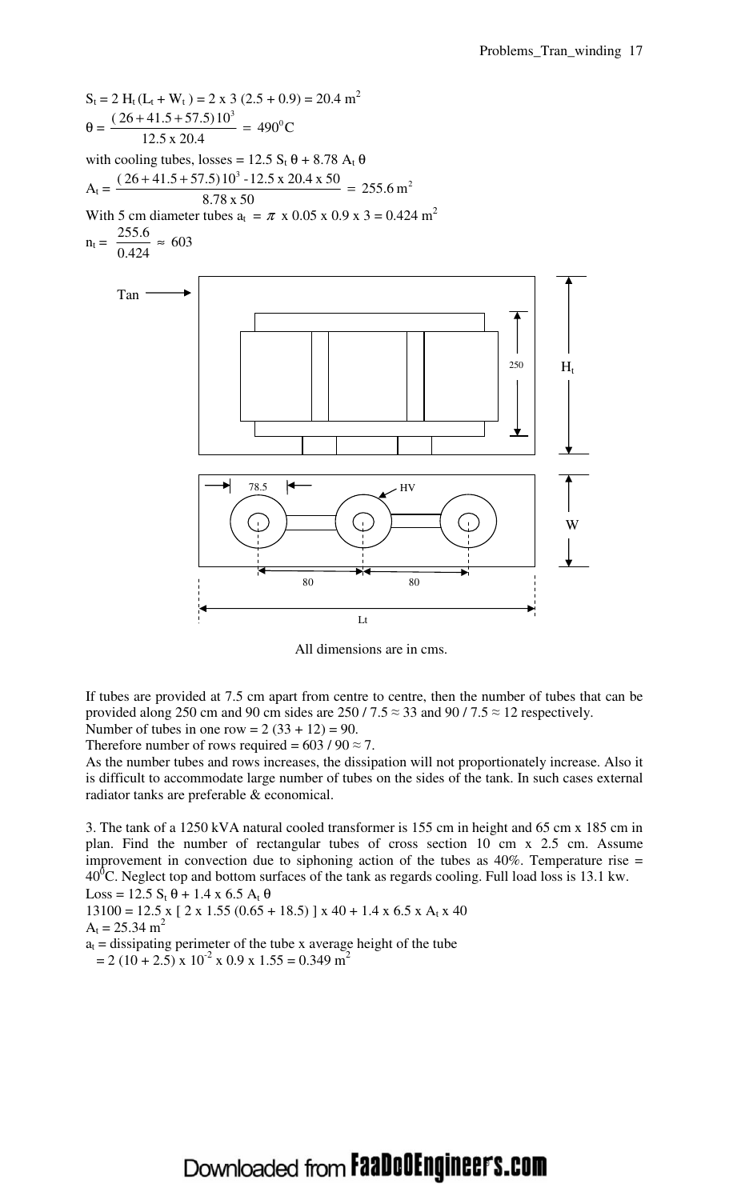$S_t = 2\ H_t\ (L_t + W_t) = 2 \times 3\ (2.5 + 0.9) = 20.4\ m^2$

$$\theta = \frac{(26 + 41.5 + 57.5)10^3}{12.5 \times 20.4} = 490^0C$$

with cooling tubes, losses = $12.5\ S_t\ \theta + 8.78\ A_t\ \theta$

$$A_t = \frac{(26 + 41.5 + 57.5)10^3 - 12.5 \times 20.4 \times 50}{8.78 \times 50} = 255.6\ m^2$$

With 5 cm diameter tubes $a_t = \pi \times 0.05 \times 0.9 \times 3 = 0.424\ m^2$

$$n_t = \frac{255.6}{0.424} \approx 603$$

All dimensions are in cms.

If tubes are provided at 7.5 cm apart from centre to centre, then the number of tubes that can be provided along 250 cm and 90 cm sides are 250 / 7.5 ≈ 33 and 90 / 7.5 ≈ 12 respectively.
Number of tubes in one row = 2 (33 + 12) = 90.
Therefore number of rows required = 603 / 90 ≈ 7.
As the number tubes and rows increases, the dissipation will not proportionately increase. Also it is difficult to accommodate large number of tubes on the sides of the tank. In such cases external radiator tanks are preferable & economical.

3. The tank of a 1250 kVA natural cooled transformer is 155 cm in height and 65 cm x 185 cm in plan. Find the number of rectangular tubes of cross section 10 cm x 2.5 cm. Assume improvement in convection due to siphoning action of the tubes as 40%. Temperature rise = $40^0C$. Neglect top and bottom surfaces of the tank as regards cooling. Full load loss is 13.1 kw.

Loss = $12.5\ S_t\ \theta + 1.4 \times 6.5\ A_t\ \theta$

$13100 = 12.5 \times [\ 2 \times 1.55\ (0.65 + 18.5)\ ] \times 40 + 1.4 \times 6.5 \times A_t \times 40$

$A_t = 25.34\ m^2$

$a_t$ = dissipating perimeter of the tube x average height of the tube

$= 2\ (10 + 2.5) \times 10^{-2} \times 0.9 \times 1.55 = 0.349\ m^2$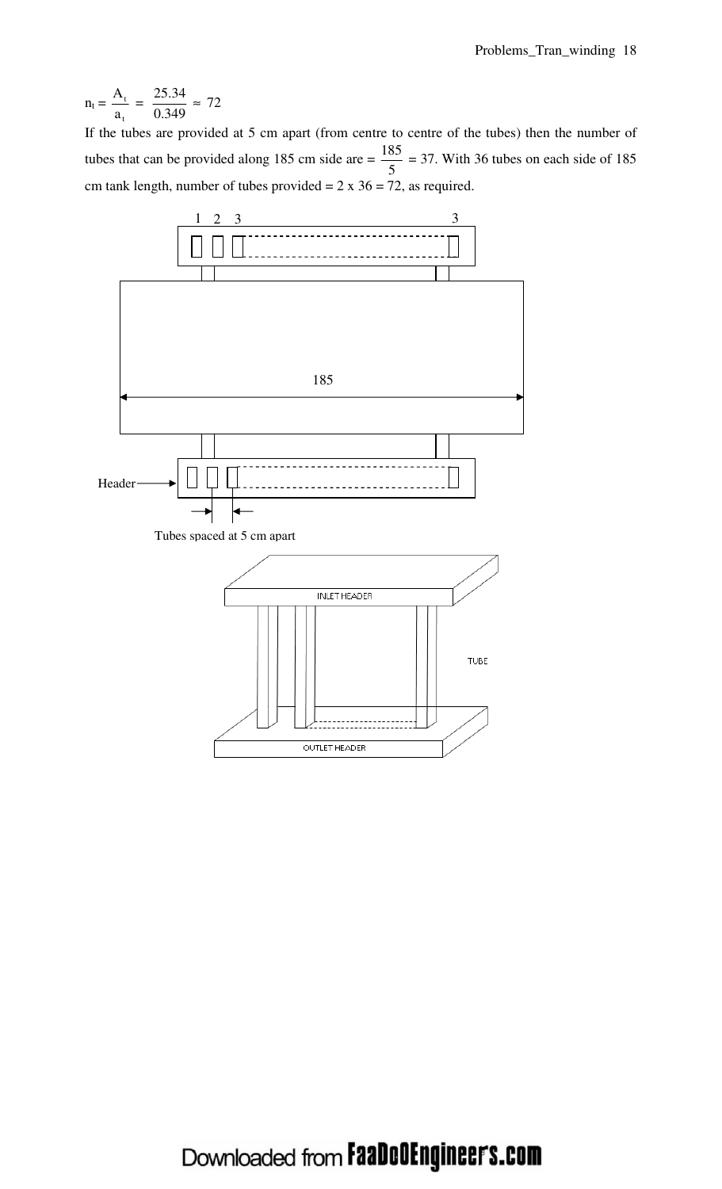$$n_t = \frac{A_t}{a_t} = \frac{25.34}{0.349} \approx 72$$

If the tubes are provided at 5 cm apart (from centre to centre of the tubes) then the number of tubes that can be provided along 185 cm side are = $\frac{185}{5}$ = 37. With 36 tubes on each side of 185 cm tank length, number of tubes provided = 2 x 36 = 72, as required.

1 2 3 3

185

Header

Tubes spaced at 5 cm apart

INLET HEADER

TUBE

OUTLET HEADER